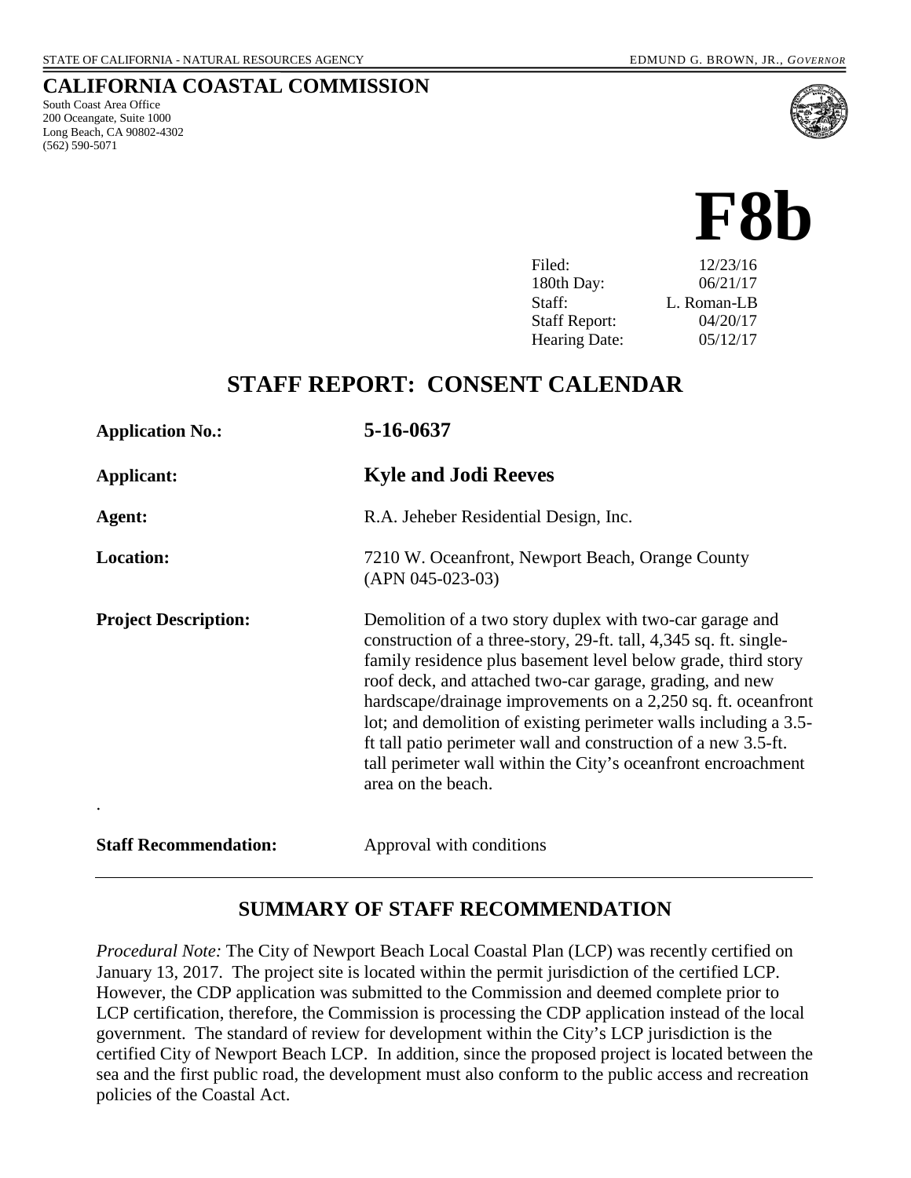STATE OF CALIFORNIA - NATURAL RESOURCES AGENCY EDMUND G. BROWN, JR., *GOVERNOR*

# CALIFORNIA COASTAL COMMISSION

South Coast Area Office
200 Oceangate, Suite 1000
Long Beach, CA 90802-4302
(562) 590-5071

# F8b

| | |
|---|---|
| Filed: | 12/23/16 |
| 180th Day: | 06/21/17 |
| Staff: | L. Roman-LB |
| Staff Report: | 04/20/17 |
| Hearing Date: | 05/12/17 |

## STAFF REPORT: CONSENT CALENDAR

**Application No.:** **5-16-0637**

**Applicant:** **Kyle and Jodi Reeves**

**Agent:** R.A. Jeheber Residential Design, Inc.

**Location:** 7210 W. Oceanfront, Newport Beach, Orange County (APN 045-023-03)

**Project Description:** Demolition of a two story duplex with two-car garage and construction of a three-story, 29-ft. tall, 4,345 sq. ft. single-family residence plus basement level below grade, third story roof deck, and attached two-car garage, grading, and new hardscape/drainage improvements on a 2,250 sq. ft. oceanfront lot; and demolition of existing perimeter walls including a 3.5-ft tall patio perimeter wall and construction of a new 3.5-ft. tall perimeter wall within the City's oceanfront encroachment area on the beach.

.

**Staff Recommendation:** Approval with conditions

## SUMMARY OF STAFF RECOMMENDATION

*Procedural Note:* The City of Newport Beach Local Coastal Plan (LCP) was recently certified on January 13, 2017. The project site is located within the permit jurisdiction of the certified LCP. However, the CDP application was submitted to the Commission and deemed complete prior to LCP certification, therefore, the Commission is processing the CDP application instead of the local government. The standard of review for development within the City's LCP jurisdiction is the certified City of Newport Beach LCP. In addition, since the proposed project is located between the sea and the first public road, the development must also conform to the public access and recreation policies of the Coastal Act.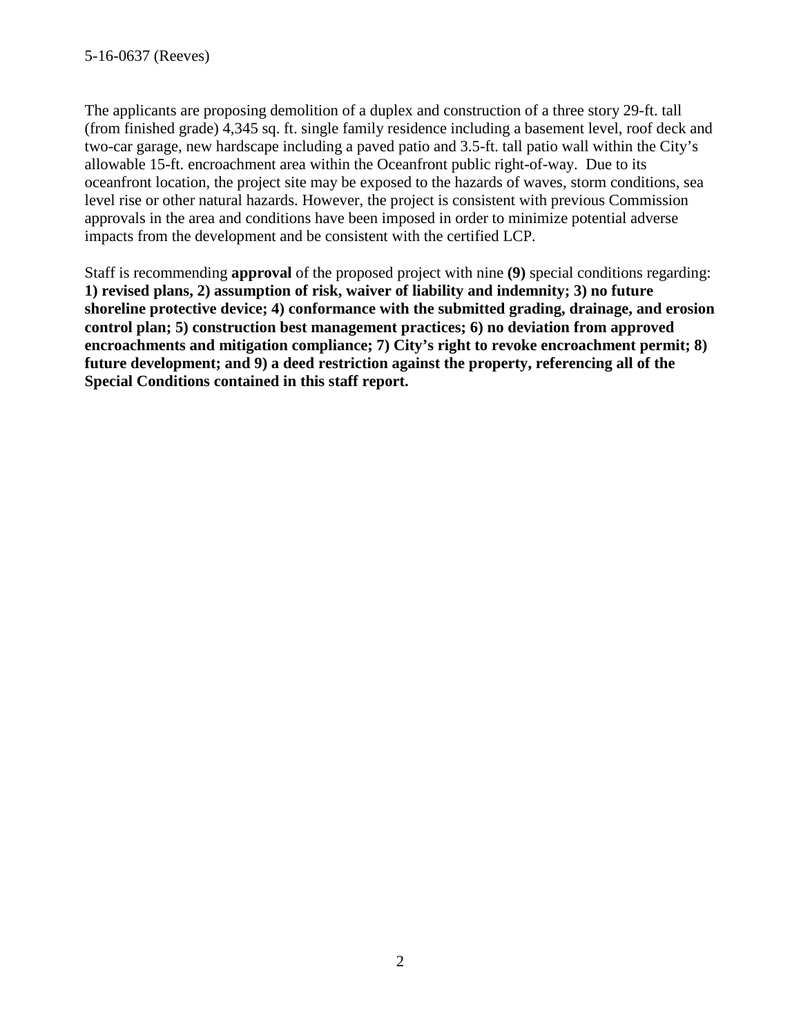The applicants are proposing demolition of a duplex and construction of a three story 29-ft. tall (from finished grade) 4,345 sq. ft. single family residence including a basement level, roof deck and two-car garage, new hardscape including a paved patio and 3.5-ft. tall patio wall within the City's allowable 15-ft. encroachment area within the Oceanfront public right-of-way. Due to its oceanfront location, the project site may be exposed to the hazards of waves, storm conditions, sea level rise or other natural hazards. However, the project is consistent with previous Commission approvals in the area and conditions have been imposed in order to minimize potential adverse impacts from the development and be consistent with the certified LCP.

Staff is recommending **approval** of the proposed project with nine **(9)** special conditions regarding: **1) revised plans, 2) assumption of risk, waiver of liability and indemnity; 3) no future shoreline protective device; 4) conformance with the submitted grading, drainage, and erosion control plan; 5) construction best management practices; 6) no deviation from approved encroachments and mitigation compliance; 7) City's right to revoke encroachment permit; 8) future development; and 9) a deed restriction against the property, referencing all of the Special Conditions contained in this staff report.**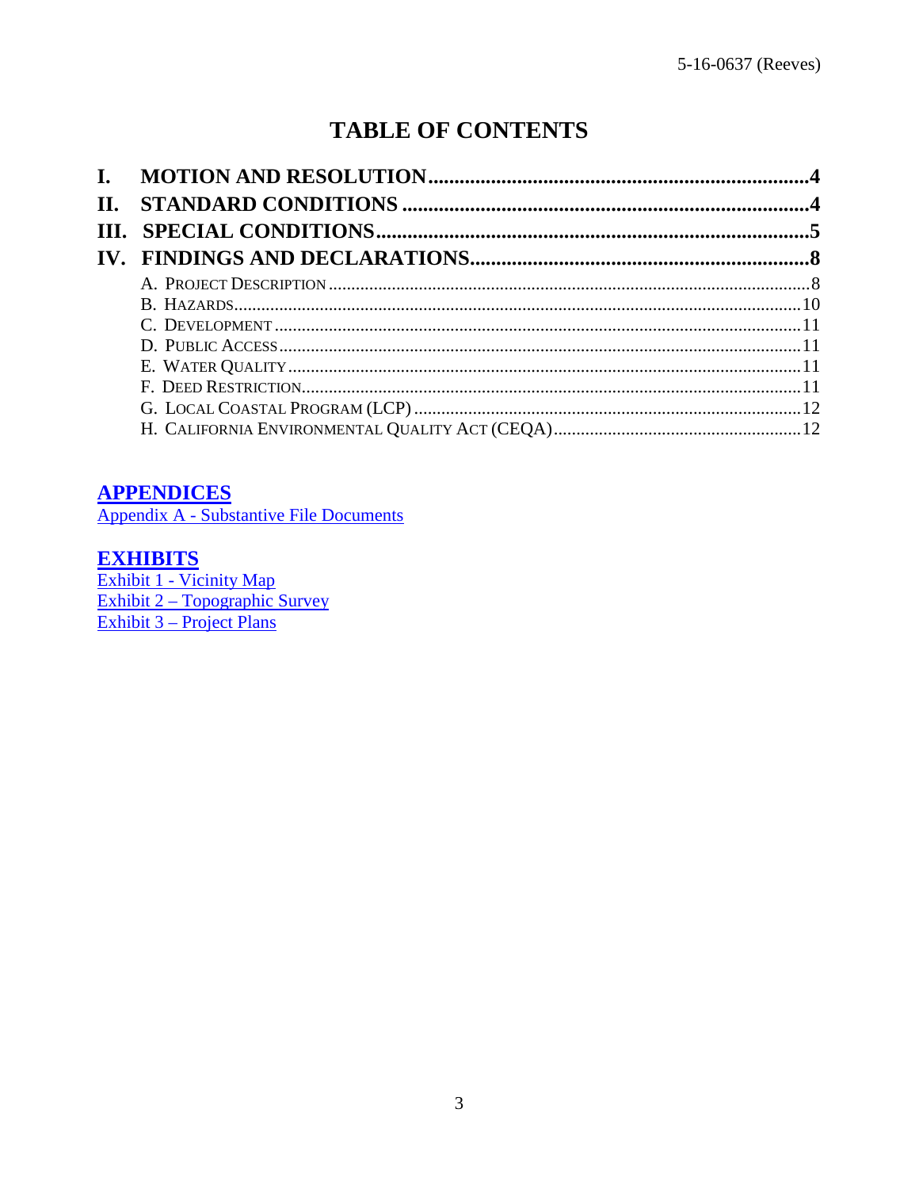# TABLE OF CONTENTS

**I. MOTION AND RESOLUTION**........................................................................4

**II. STANDARD CONDITIONS**........................................................................4

**III. SPECIAL CONDITIONS**........................................................................5

**IV. FINDINGS AND DECLARATIONS**........................................................................8

- A. PROJECT DESCRIPTION........................................................................8
- B. HAZARDS........................................................................10
- C. DEVELOPMENT........................................................................11
- D. PUBLIC ACCESS........................................................................11
- E. WATER QUALITY........................................................................11
- F. DEED RESTRICTION........................................................................11
- G. LOCAL COASTAL PROGRAM (LCP)........................................................................12
- H. CALIFORNIA ENVIRONMENTAL QUALITY ACT (CEQA)........................................................................12

## APPENDICES

Appendix A - Substantive File Documents

## EXHIBITS

Exhibit 1 - Vicinity Map

Exhibit 2 – Topographic Survey

Exhibit 3 – Project Plans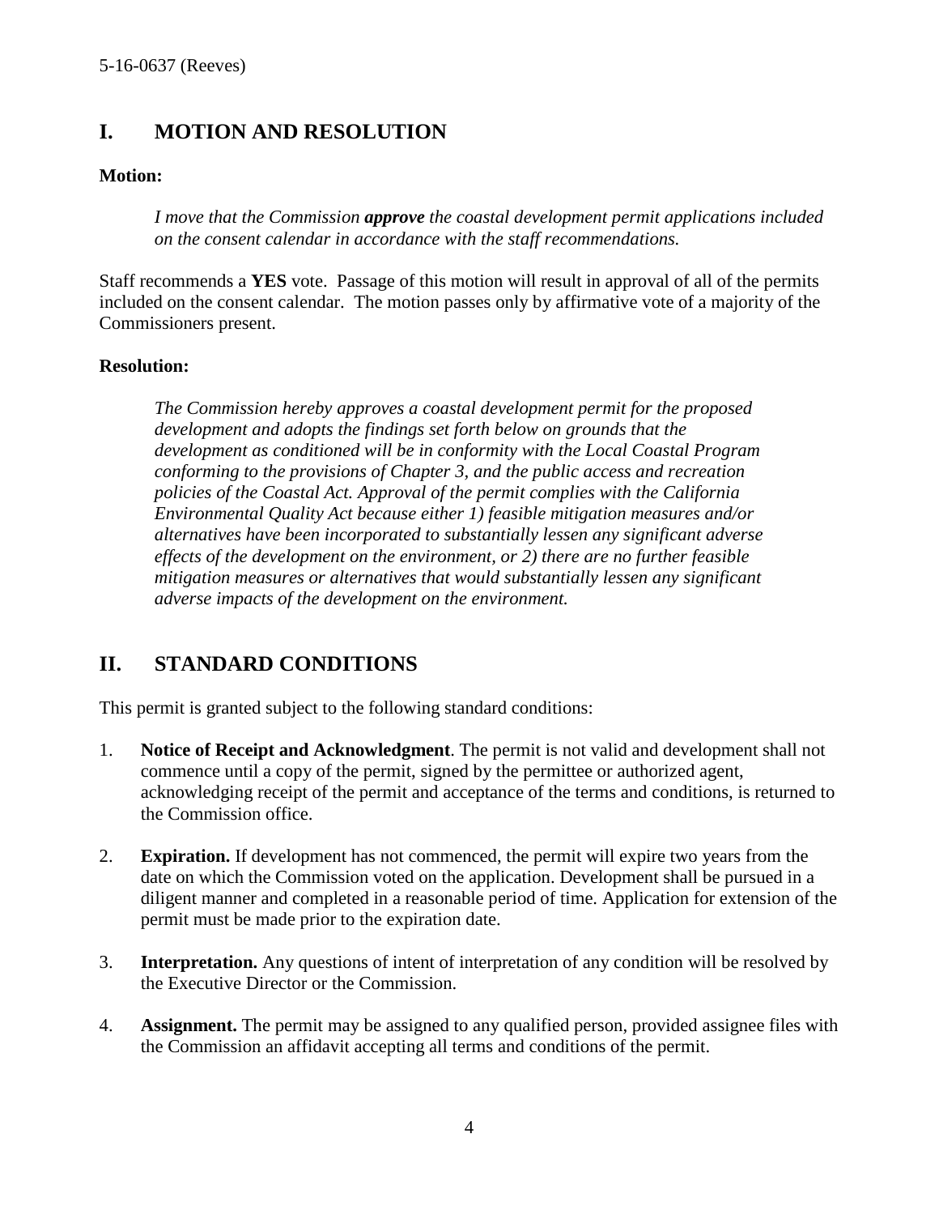## I. MOTION AND RESOLUTION

**Motion:**

> *I move that the Commission* ***approve*** *the coastal development permit applications included on the consent calendar in accordance with the staff recommendations.*

Staff recommends a **YES** vote. Passage of this motion will result in approval of all of the permits included on the consent calendar. The motion passes only by affirmative vote of a majority of the Commissioners present.

**Resolution:**

> *The Commission hereby approves a coastal development permit for the proposed development and adopts the findings set forth below on grounds that the development as conditioned will be in conformity with the Local Coastal Program conforming to the provisions of Chapter 3, and the public access and recreation policies of the Coastal Act. Approval of the permit complies with the California Environmental Quality Act because either 1) feasible mitigation measures and/or alternatives have been incorporated to substantially lessen any significant adverse effects of the development on the environment, or 2) there are no further feasible mitigation measures or alternatives that would substantially lessen any significant adverse impacts of the development on the environment.*

## II. STANDARD CONDITIONS

This permit is granted subject to the following standard conditions:

1. **Notice of Receipt and Acknowledgment**. The permit is not valid and development shall not commence until a copy of the permit, signed by the permittee or authorized agent, acknowledging receipt of the permit and acceptance of the terms and conditions, is returned to the Commission office.

2. **Expiration.** If development has not commenced, the permit will expire two years from the date on which the Commission voted on the application. Development shall be pursued in a diligent manner and completed in a reasonable period of time. Application for extension of the permit must be made prior to the expiration date.

3. **Interpretation.** Any questions of intent of interpretation of any condition will be resolved by the Executive Director or the Commission.

4. **Assignment.** The permit may be assigned to any qualified person, provided assignee files with the Commission an affidavit accepting all terms and conditions of the permit.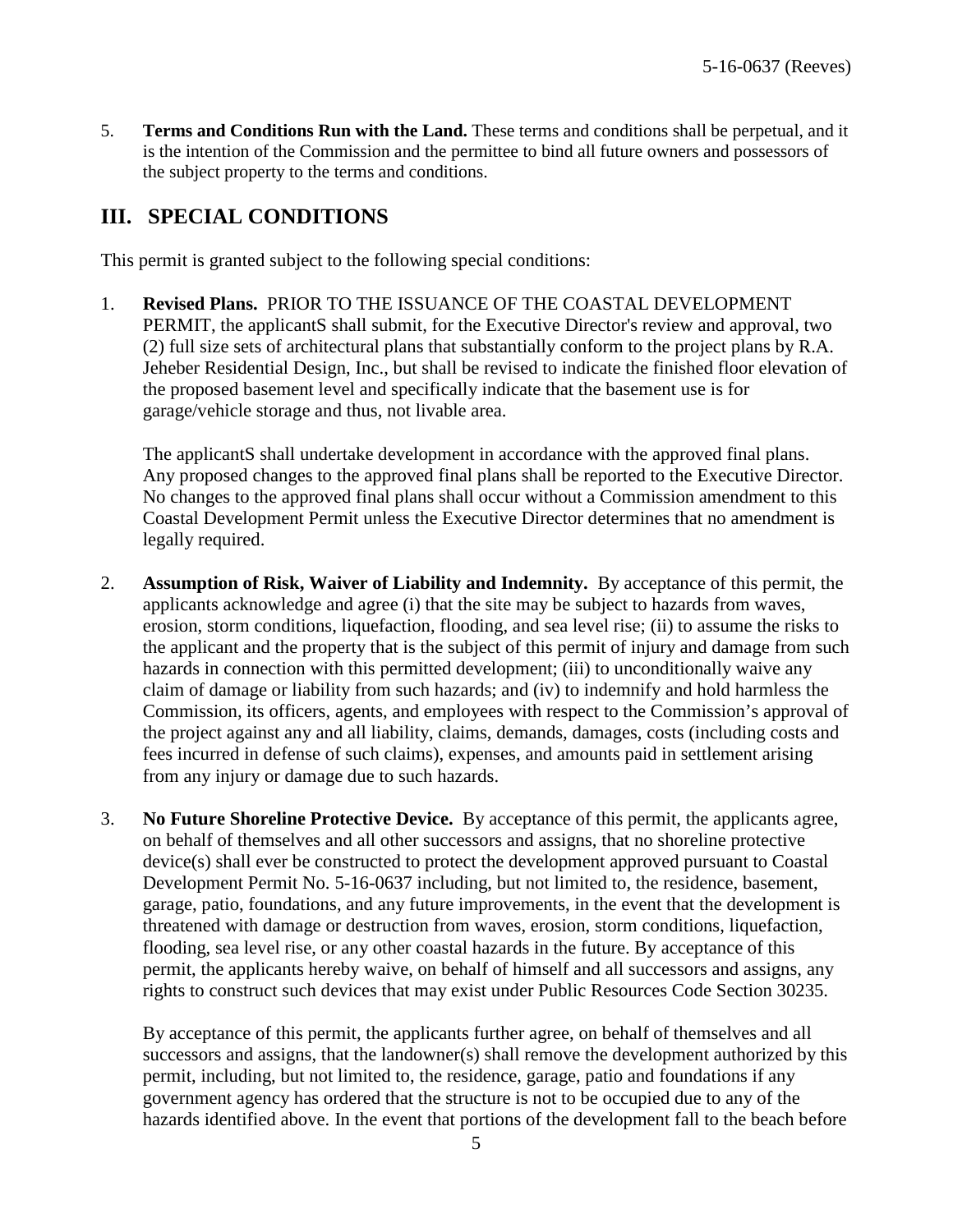5. **Terms and Conditions Run with the Land.** These terms and conditions shall be perpetual, and it is the intention of the Commission and the permittee to bind all future owners and possessors of the subject property to the terms and conditions.

## III. SPECIAL CONDITIONS

This permit is granted subject to the following special conditions:

1. **Revised Plans.** PRIOR TO THE ISSUANCE OF THE COASTAL DEVELOPMENT PERMIT, the applicantS shall submit, for the Executive Director's review and approval, two (2) full size sets of architectural plans that substantially conform to the project plans by R.A. Jeheber Residential Design, Inc., but shall be revised to indicate the finished floor elevation of the proposed basement level and specifically indicate that the basement use is for garage/vehicle storage and thus, not livable area.

   The applicantS shall undertake development in accordance with the approved final plans. Any proposed changes to the approved final plans shall be reported to the Executive Director. No changes to the approved final plans shall occur without a Commission amendment to this Coastal Development Permit unless the Executive Director determines that no amendment is legally required.

2. **Assumption of Risk, Waiver of Liability and Indemnity.** By acceptance of this permit, the applicants acknowledge and agree (i) that the site may be subject to hazards from waves, erosion, storm conditions, liquefaction, flooding, and sea level rise; (ii) to assume the risks to the applicant and the property that is the subject of this permit of injury and damage from such hazards in connection with this permitted development; (iii) to unconditionally waive any claim of damage or liability from such hazards; and (iv) to indemnify and hold harmless the Commission, its officers, agents, and employees with respect to the Commission's approval of the project against any and all liability, claims, demands, damages, costs (including costs and fees incurred in defense of such claims), expenses, and amounts paid in settlement arising from any injury or damage due to such hazards.

3. **No Future Shoreline Protective Device.** By acceptance of this permit, the applicants agree, on behalf of themselves and all other successors and assigns, that no shoreline protective device(s) shall ever be constructed to protect the development approved pursuant to Coastal Development Permit No. 5-16-0637 including, but not limited to, the residence, basement, garage, patio, foundations, and any future improvements, in the event that the development is threatened with damage or destruction from waves, erosion, storm conditions, liquefaction, flooding, sea level rise, or any other coastal hazards in the future. By acceptance of this permit, the applicants hereby waive, on behalf of himself and all successors and assigns, any rights to construct such devices that may exist under Public Resources Code Section 30235.

   By acceptance of this permit, the applicants further agree, on behalf of themselves and all successors and assigns, that the landowner(s) shall remove the development authorized by this permit, including, but not limited to, the residence, garage, patio and foundations if any government agency has ordered that the structure is not to be occupied due to any of the hazards identified above. In the event that portions of the development fall to the beach before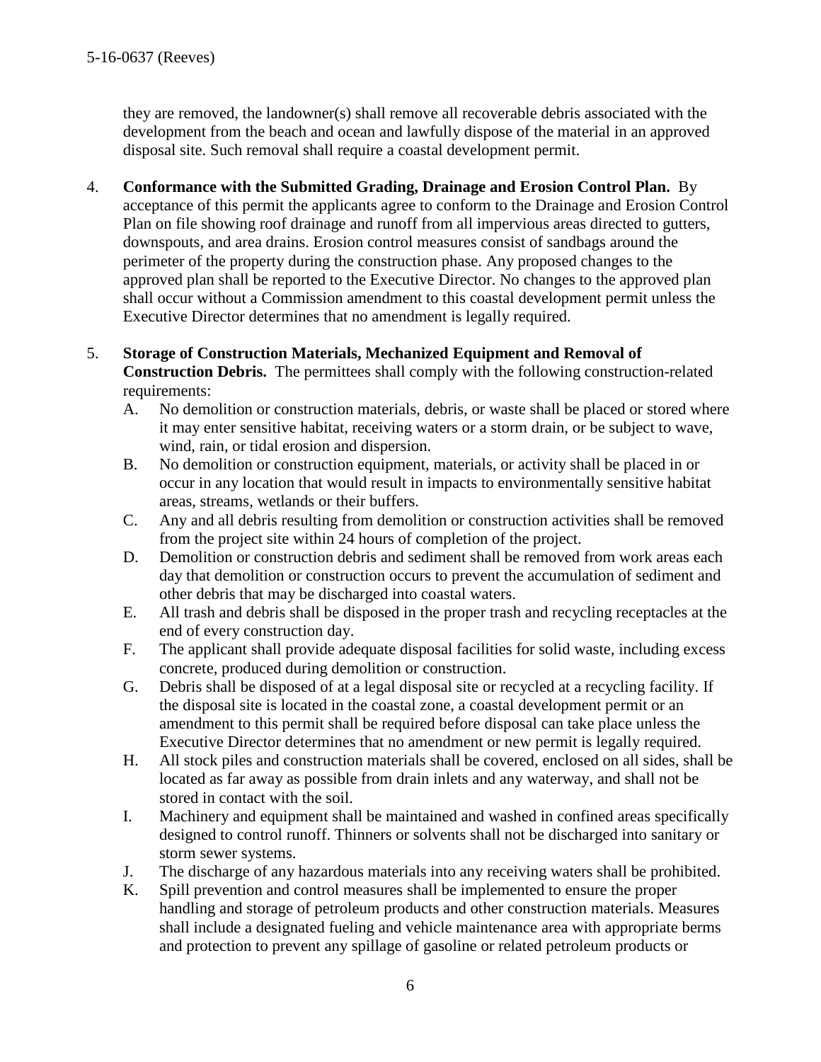they are removed, the landowner(s) shall remove all recoverable debris associated with the development from the beach and ocean and lawfully dispose of the material in an approved disposal site. Such removal shall require a coastal development permit.

4. **Conformance with the Submitted Grading, Drainage and Erosion Control Plan.** By acceptance of this permit the applicants agree to conform to the Drainage and Erosion Control Plan on file showing roof drainage and runoff from all impervious areas directed to gutters, downspouts, and area drains. Erosion control measures consist of sandbags around the perimeter of the property during the construction phase. Any proposed changes to the approved plan shall be reported to the Executive Director. No changes to the approved plan shall occur without a Commission amendment to this coastal development permit unless the Executive Director determines that no amendment is legally required.

5. **Storage of Construction Materials, Mechanized Equipment and Removal of Construction Debris.** The permittees shall comply with the following construction-related requirements:
   A. No demolition or construction materials, debris, or waste shall be placed or stored where it may enter sensitive habitat, receiving waters or a storm drain, or be subject to wave, wind, rain, or tidal erosion and dispersion.
   B. No demolition or construction equipment, materials, or activity shall be placed in or occur in any location that would result in impacts to environmentally sensitive habitat areas, streams, wetlands or their buffers.
   C. Any and all debris resulting from demolition or construction activities shall be removed from the project site within 24 hours of completion of the project.
   D. Demolition or construction debris and sediment shall be removed from work areas each day that demolition or construction occurs to prevent the accumulation of sediment and other debris that may be discharged into coastal waters.
   E. All trash and debris shall be disposed in the proper trash and recycling receptacles at the end of every construction day.
   F. The applicant shall provide adequate disposal facilities for solid waste, including excess concrete, produced during demolition or construction.
   G. Debris shall be disposed of at a legal disposal site or recycled at a recycling facility. If the disposal site is located in the coastal zone, a coastal development permit or an amendment to this permit shall be required before disposal can take place unless the Executive Director determines that no amendment or new permit is legally required.
   H. All stock piles and construction materials shall be covered, enclosed on all sides, shall be located as far away as possible from drain inlets and any waterway, and shall not be stored in contact with the soil.
   I. Machinery and equipment shall be maintained and washed in confined areas specifically designed to control runoff. Thinners or solvents shall not be discharged into sanitary or storm sewer systems.
   J. The discharge of any hazardous materials into any receiving waters shall be prohibited.
   K. Spill prevention and control measures shall be implemented to ensure the proper handling and storage of petroleum products and other construction materials. Measures shall include a designated fueling and vehicle maintenance area with appropriate berms and protection to prevent any spillage of gasoline or related petroleum products or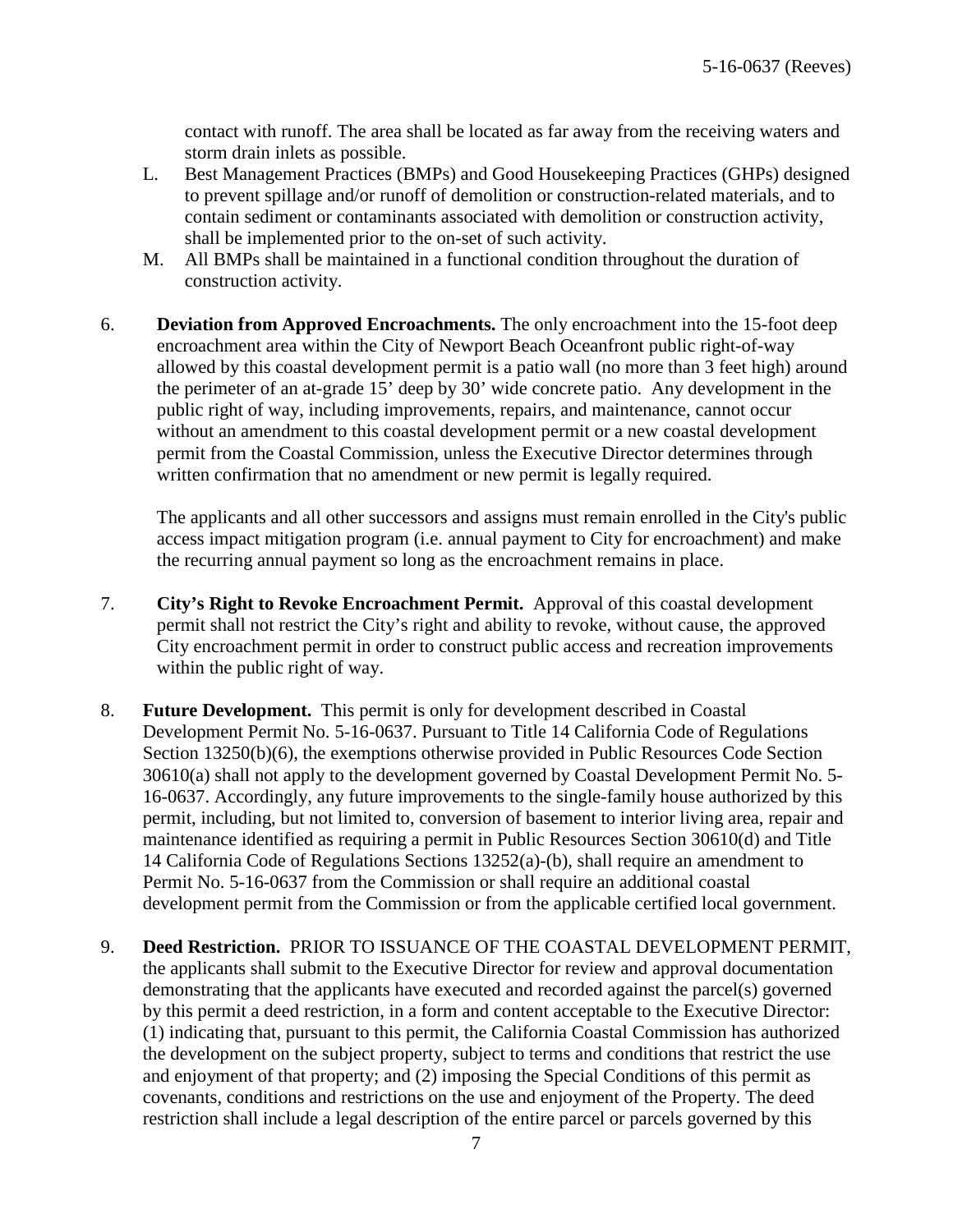contact with runoff. The area shall be located as far away from the receiving waters and storm drain inlets as possible.

L. Best Management Practices (BMPs) and Good Housekeeping Practices (GHPs) designed to prevent spillage and/or runoff of demolition or construction-related materials, and to contain sediment or contaminants associated with demolition or construction activity, shall be implemented prior to the on-set of such activity.

M. All BMPs shall be maintained in a functional condition throughout the duration of construction activity.

6. **Deviation from Approved Encroachments.** The only encroachment into the 15-foot deep encroachment area within the City of Newport Beach Oceanfront public right-of-way allowed by this coastal development permit is a patio wall (no more than 3 feet high) around the perimeter of an at-grade 15' deep by 30' wide concrete patio. Any development in the public right of way, including improvements, repairs, and maintenance, cannot occur without an amendment to this coastal development permit or a new coastal development permit from the Coastal Commission, unless the Executive Director determines through written confirmation that no amendment or new permit is legally required.

   The applicants and all other successors and assigns must remain enrolled in the City's public access impact mitigation program (i.e. annual payment to City for encroachment) and make the recurring annual payment so long as the encroachment remains in place.

7. **City's Right to Revoke Encroachment Permit.** Approval of this coastal development permit shall not restrict the City's right and ability to revoke, without cause, the approved City encroachment permit in order to construct public access and recreation improvements within the public right of way.

8. **Future Development.** This permit is only for development described in Coastal Development Permit No. 5-16-0637. Pursuant to Title 14 California Code of Regulations Section 13250(b)(6), the exemptions otherwise provided in Public Resources Code Section 30610(a) shall not apply to the development governed by Coastal Development Permit No. 5-16-0637. Accordingly, any future improvements to the single-family house authorized by this permit, including, but not limited to, conversion of basement to interior living area, repair and maintenance identified as requiring a permit in Public Resources Section 30610(d) and Title 14 California Code of Regulations Sections 13252(a)-(b), shall require an amendment to Permit No. 5-16-0637 from the Commission or shall require an additional coastal development permit from the Commission or from the applicable certified local government.

9. **Deed Restriction.** PRIOR TO ISSUANCE OF THE COASTAL DEVELOPMENT PERMIT, the applicants shall submit to the Executive Director for review and approval documentation demonstrating that the applicants have executed and recorded against the parcel(s) governed by this permit a deed restriction, in a form and content acceptable to the Executive Director: (1) indicating that, pursuant to this permit, the California Coastal Commission has authorized the development on the subject property, subject to terms and conditions that restrict the use and enjoyment of that property; and (2) imposing the Special Conditions of this permit as covenants, conditions and restrictions on the use and enjoyment of the Property. The deed restriction shall include a legal description of the entire parcel or parcels governed by this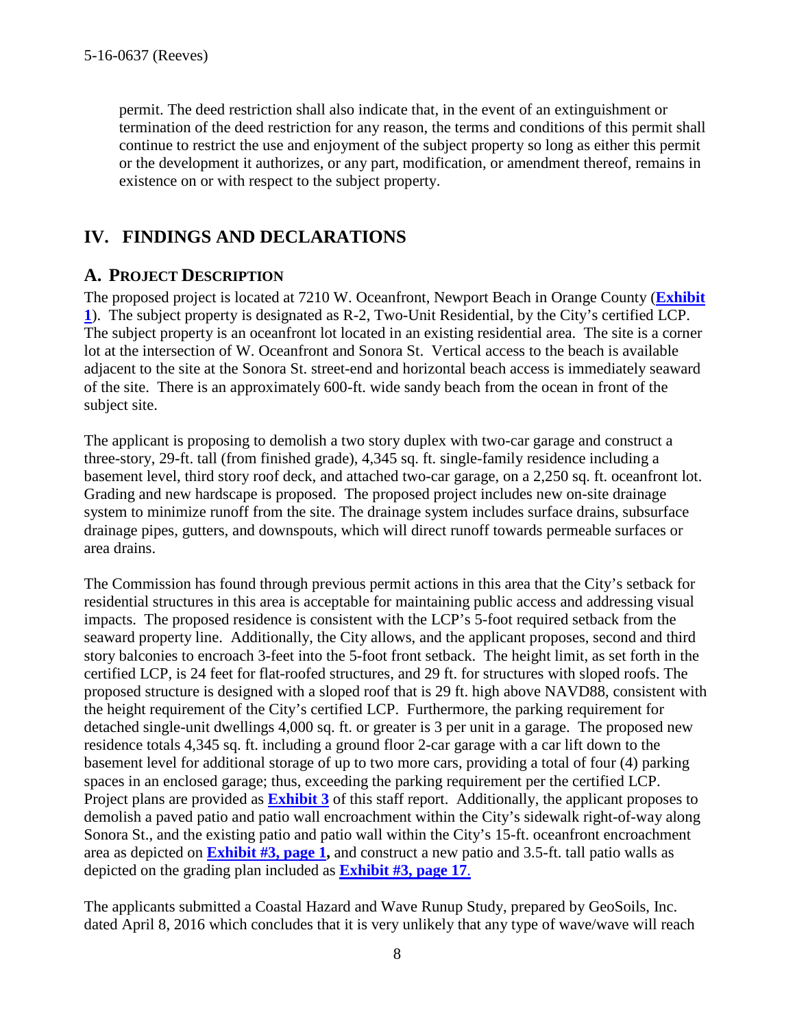permit. The deed restriction shall also indicate that, in the event of an extinguishment or termination of the deed restriction for any reason, the terms and conditions of this permit shall continue to restrict the use and enjoyment of the subject property so long as either this permit or the development it authorizes, or any part, modification, or amendment thereof, remains in existence on or with respect to the subject property.

## IV. FINDINGS AND DECLARATIONS

### A. PROJECT DESCRIPTION

The proposed project is located at 7210 W. Oceanfront, Newport Beach in Orange County (**Exhibit 1**). The subject property is designated as R-2, Two-Unit Residential, by the City's certified LCP. The subject property is an oceanfront lot located in an existing residential area. The site is a corner lot at the intersection of W. Oceanfront and Sonora St. Vertical access to the beach is available adjacent to the site at the Sonora St. street-end and horizontal beach access is immediately seaward of the site. There is an approximately 600-ft. wide sandy beach from the ocean in front of the subject site.

The applicant is proposing to demolish a two story duplex with two-car garage and construct a three-story, 29-ft. tall (from finished grade), 4,345 sq. ft. single-family residence including a basement level, third story roof deck, and attached two-car garage, on a 2,250 sq. ft. oceanfront lot. Grading and new hardscape is proposed. The proposed project includes new on-site drainage system to minimize runoff from the site. The drainage system includes surface drains, subsurface drainage pipes, gutters, and downspouts, which will direct runoff towards permeable surfaces or area drains.

The Commission has found through previous permit actions in this area that the City's setback for residential structures in this area is acceptable for maintaining public access and addressing visual impacts. The proposed residence is consistent with the LCP's 5-foot required setback from the seaward property line. Additionally, the City allows, and the applicant proposes, second and third story balconies to encroach 3-feet into the 5-foot front setback. The height limit, as set forth in the certified LCP, is 24 feet for flat-roofed structures, and 29 ft. for structures with sloped roofs. The proposed structure is designed with a sloped roof that is 29 ft. high above NAVD88, consistent with the height requirement of the City's certified LCP. Furthermore, the parking requirement for detached single-unit dwellings 4,000 sq. ft. or greater is 3 per unit in a garage. The proposed new residence totals 4,345 sq. ft. including a ground floor 2-car garage with a car lift down to the basement level for additional storage of up to two more cars, providing a total of four (4) parking spaces in an enclosed garage; thus, exceeding the parking requirement per the certified LCP. Project plans are provided as **Exhibit 3** of this staff report. Additionally, the applicant proposes to demolish a paved patio and patio wall encroachment within the City's sidewalk right-of-way along Sonora St., and the existing patio and patio wall within the City's 15-ft. oceanfront encroachment area as depicted on **Exhibit #3, page 1,** and construct a new patio and 3.5-ft. tall patio walls as depicted on the grading plan included as **Exhibit #3, page 17**.

The applicants submitted a Coastal Hazard and Wave Runup Study, prepared by GeoSoils, Inc. dated April 8, 2016 which concludes that it is very unlikely that any type of wave/wave will reach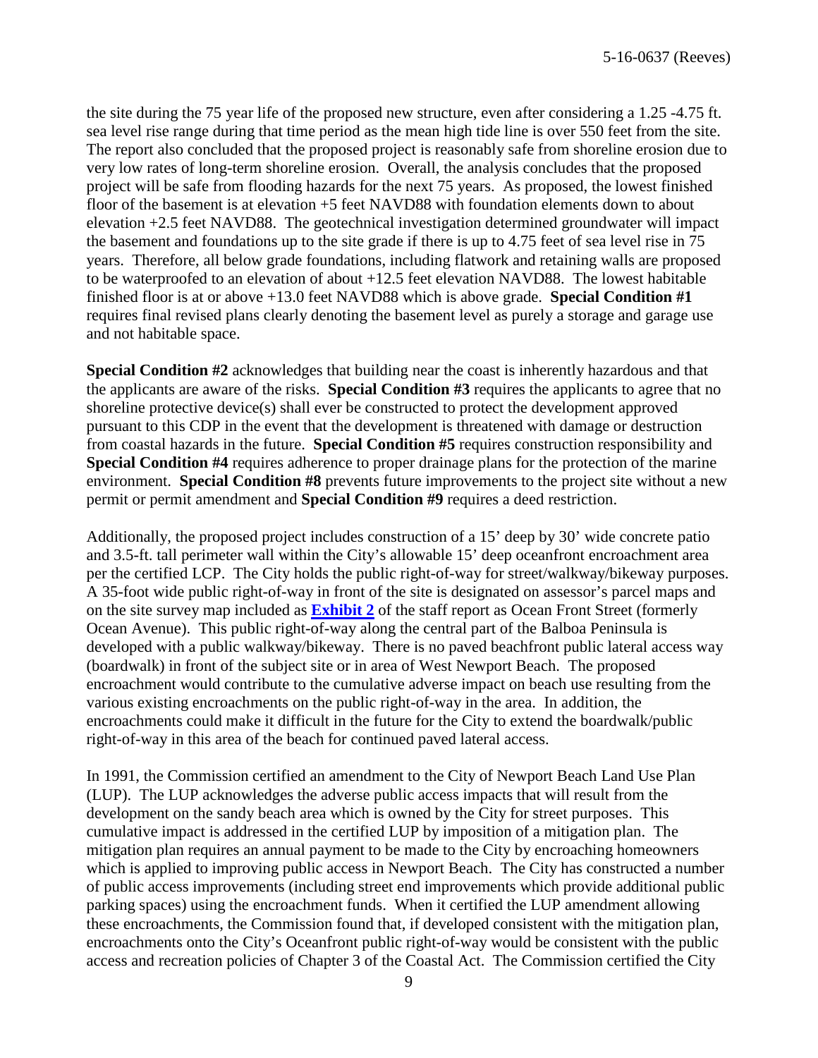the site during the 75 year life of the proposed new structure, even after considering a 1.25 -4.75 ft. sea level rise range during that time period as the mean high tide line is over 550 feet from the site. The report also concluded that the proposed project is reasonably safe from shoreline erosion due to very low rates of long-term shoreline erosion. Overall, the analysis concludes that the proposed project will be safe from flooding hazards for the next 75 years. As proposed, the lowest finished floor of the basement is at elevation +5 feet NAVD88 with foundation elements down to about elevation +2.5 feet NAVD88. The geotechnical investigation determined groundwater will impact the basement and foundations up to the site grade if there is up to 4.75 feet of sea level rise in 75 years. Therefore, all below grade foundations, including flatwork and retaining walls are proposed to be waterproofed to an elevation of about +12.5 feet elevation NAVD88. The lowest habitable finished floor is at or above +13.0 feet NAVD88 which is above grade. **Special Condition #1** requires final revised plans clearly denoting the basement level as purely a storage and garage use and not habitable space.

**Special Condition #2** acknowledges that building near the coast is inherently hazardous and that the applicants are aware of the risks. **Special Condition #3** requires the applicants to agree that no shoreline protective device(s) shall ever be constructed to protect the development approved pursuant to this CDP in the event that the development is threatened with damage or destruction from coastal hazards in the future. **Special Condition #5** requires construction responsibility and **Special Condition #4** requires adherence to proper drainage plans for the protection of the marine environment. **Special Condition #8** prevents future improvements to the project site without a new permit or permit amendment and **Special Condition #9** requires a deed restriction.

Additionally, the proposed project includes construction of a 15' deep by 30' wide concrete patio and 3.5-ft. tall perimeter wall within the City's allowable 15' deep oceanfront encroachment area per the certified LCP. The City holds the public right-of-way for street/walkway/bikeway purposes. A 35-foot wide public right-of-way in front of the site is designated on assessor's parcel maps and on the site survey map included as **Exhibit 2** of the staff report as Ocean Front Street (formerly Ocean Avenue). This public right-of-way along the central part of the Balboa Peninsula is developed with a public walkway/bikeway. There is no paved beachfront public lateral access way (boardwalk) in front of the subject site or in area of West Newport Beach. The proposed encroachment would contribute to the cumulative adverse impact on beach use resulting from the various existing encroachments on the public right-of-way in the area. In addition, the encroachments could make it difficult in the future for the City to extend the boardwalk/public right-of-way in this area of the beach for continued paved lateral access.

In 1991, the Commission certified an amendment to the City of Newport Beach Land Use Plan (LUP). The LUP acknowledges the adverse public access impacts that will result from the development on the sandy beach area which is owned by the City for street purposes. This cumulative impact is addressed in the certified LUP by imposition of a mitigation plan. The mitigation plan requires an annual payment to be made to the City by encroaching homeowners which is applied to improving public access in Newport Beach. The City has constructed a number of public access improvements (including street end improvements which provide additional public parking spaces) using the encroachment funds. When it certified the LUP amendment allowing these encroachments, the Commission found that, if developed consistent with the mitigation plan, encroachments onto the City's Oceanfront public right-of-way would be consistent with the public access and recreation policies of Chapter 3 of the Coastal Act. The Commission certified the City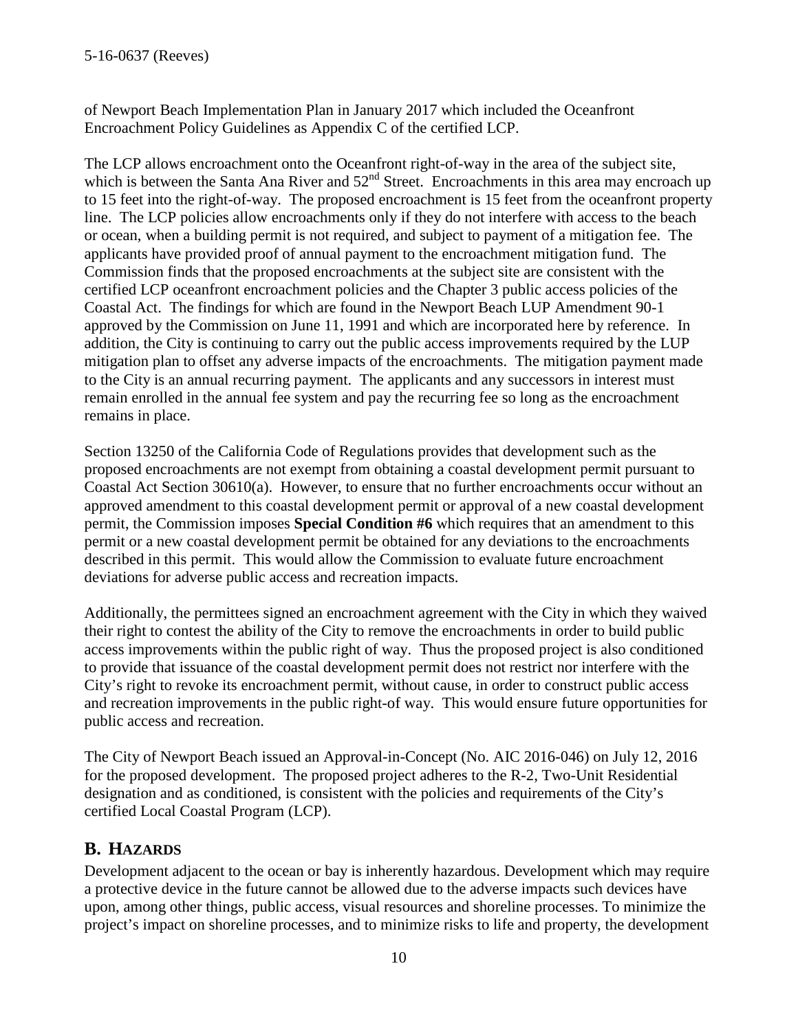of Newport Beach Implementation Plan in January 2017 which included the Oceanfront Encroachment Policy Guidelines as Appendix C of the certified LCP.

The LCP allows encroachment onto the Oceanfront right-of-way in the area of the subject site, which is between the Santa Ana River and 52nd Street. Encroachments in this area may encroach up to 15 feet into the right-of-way. The proposed encroachment is 15 feet from the oceanfront property line. The LCP policies allow encroachments only if they do not interfere with access to the beach or ocean, when a building permit is not required, and subject to payment of a mitigation fee. The applicants have provided proof of annual payment to the encroachment mitigation fund. The Commission finds that the proposed encroachments at the subject site are consistent with the certified LCP oceanfront encroachment policies and the Chapter 3 public access policies of the Coastal Act. The findings for which are found in the Newport Beach LUP Amendment 90-1 approved by the Commission on June 11, 1991 and which are incorporated here by reference. In addition, the City is continuing to carry out the public access improvements required by the LUP mitigation plan to offset any adverse impacts of the encroachments. The mitigation payment made to the City is an annual recurring payment. The applicants and any successors in interest must remain enrolled in the annual fee system and pay the recurring fee so long as the encroachment remains in place.

Section 13250 of the California Code of Regulations provides that development such as the proposed encroachments are not exempt from obtaining a coastal development permit pursuant to Coastal Act Section 30610(a). However, to ensure that no further encroachments occur without an approved amendment to this coastal development permit or approval of a new coastal development permit, the Commission imposes **Special Condition #6** which requires that an amendment to this permit or a new coastal development permit be obtained for any deviations to the encroachments described in this permit. This would allow the Commission to evaluate future encroachment deviations for adverse public access and recreation impacts.

Additionally, the permittees signed an encroachment agreement with the City in which they waived their right to contest the ability of the City to remove the encroachments in order to build public access improvements within the public right of way. Thus the proposed project is also conditioned to provide that issuance of the coastal development permit does not restrict nor interfere with the City's right to revoke its encroachment permit, without cause, in order to construct public access and recreation improvements in the public right-of way. This would ensure future opportunities for public access and recreation.

The City of Newport Beach issued an Approval-in-Concept (No. AIC 2016-046) on July 12, 2016 for the proposed development. The proposed project adheres to the R-2, Two-Unit Residential designation and as conditioned, is consistent with the policies and requirements of the City's certified Local Coastal Program (LCP).

## B. Hazards

Development adjacent to the ocean or bay is inherently hazardous. Development which may require a protective device in the future cannot be allowed due to the adverse impacts such devices have upon, among other things, public access, visual resources and shoreline processes. To minimize the project's impact on shoreline processes, and to minimize risks to life and property, the development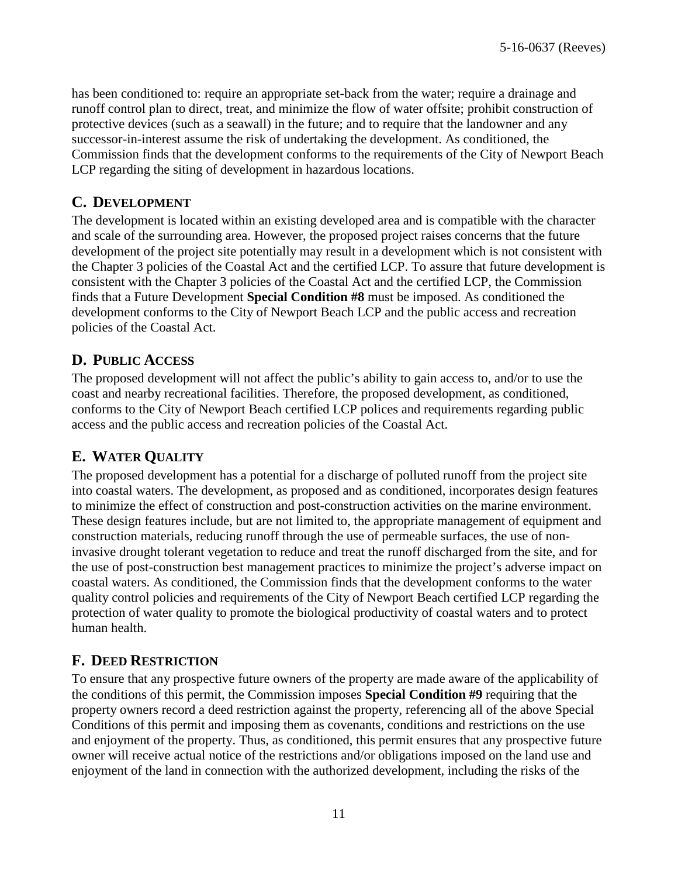has been conditioned to: require an appropriate set-back from the water; require a drainage and runoff control plan to direct, treat, and minimize the flow of water offsite; prohibit construction of protective devices (such as a seawall) in the future; and to require that the landowner and any successor-in-interest assume the risk of undertaking the development. As conditioned, the Commission finds that the development conforms to the requirements of the City of Newport Beach LCP regarding the siting of development in hazardous locations.

## C. DEVELOPMENT

The development is located within an existing developed area and is compatible with the character and scale of the surrounding area. However, the proposed project raises concerns that the future development of the project site potentially may result in a development which is not consistent with the Chapter 3 policies of the Coastal Act and the certified LCP. To assure that future development is consistent with the Chapter 3 policies of the Coastal Act and the certified LCP, the Commission finds that a Future Development **Special Condition #8** must be imposed. As conditioned the development conforms to the City of Newport Beach LCP and the public access and recreation policies of the Coastal Act.

## D. PUBLIC ACCESS

The proposed development will not affect the public's ability to gain access to, and/or to use the coast and nearby recreational facilities. Therefore, the proposed development, as conditioned, conforms to the City of Newport Beach certified LCP polices and requirements regarding public access and the public access and recreation policies of the Coastal Act.

## E. WATER QUALITY

The proposed development has a potential for a discharge of polluted runoff from the project site into coastal waters. The development, as proposed and as conditioned, incorporates design features to minimize the effect of construction and post-construction activities on the marine environment. These design features include, but are not limited to, the appropriate management of equipment and construction materials, reducing runoff through the use of permeable surfaces, the use of non-invasive drought tolerant vegetation to reduce and treat the runoff discharged from the site, and for the use of post-construction best management practices to minimize the project's adverse impact on coastal waters. As conditioned, the Commission finds that the development conforms to the water quality control policies and requirements of the City of Newport Beach certified LCP regarding the protection of water quality to promote the biological productivity of coastal waters and to protect human health.

## F. DEED RESTRICTION

To ensure that any prospective future owners of the property are made aware of the applicability of the conditions of this permit, the Commission imposes **Special Condition #9** requiring that the property owners record a deed restriction against the property, referencing all of the above Special Conditions of this permit and imposing them as covenants, conditions and restrictions on the use and enjoyment of the property. Thus, as conditioned, this permit ensures that any prospective future owner will receive actual notice of the restrictions and/or obligations imposed on the land use and enjoyment of the land in connection with the authorized development, including the risks of the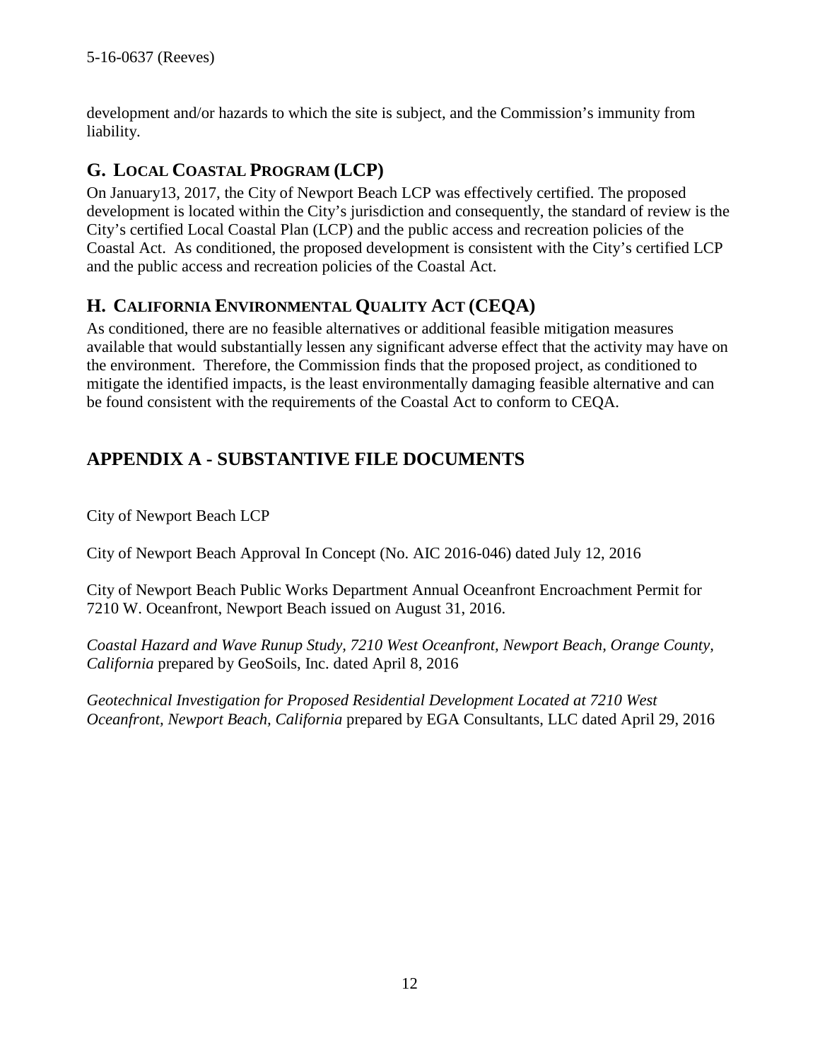development and/or hazards to which the site is subject, and the Commission's immunity from liability.

## G. LOCAL COASTAL PROGRAM (LCP)

On January13, 2017, the City of Newport Beach LCP was effectively certified. The proposed development is located within the City's jurisdiction and consequently, the standard of review is the City's certified Local Coastal Plan (LCP) and the public access and recreation policies of the Coastal Act. As conditioned, the proposed development is consistent with the City's certified LCP and the public access and recreation policies of the Coastal Act.

## H. CALIFORNIA ENVIRONMENTAL QUALITY ACT (CEQA)

As conditioned, there are no feasible alternatives or additional feasible mitigation measures available that would substantially lessen any significant adverse effect that the activity may have on the environment. Therefore, the Commission finds that the proposed project, as conditioned to mitigate the identified impacts, is the least environmentally damaging feasible alternative and can be found consistent with the requirements of the Coastal Act to conform to CEQA.

# APPENDIX A - SUBSTANTIVE FILE DOCUMENTS

City of Newport Beach LCP

City of Newport Beach Approval In Concept (No. AIC 2016-046) dated July 12, 2016

City of Newport Beach Public Works Department Annual Oceanfront Encroachment Permit for 7210 W. Oceanfront, Newport Beach issued on August 31, 2016.

*Coastal Hazard and Wave Runup Study, 7210 West Oceanfront, Newport Beach, Orange County, California* prepared by GeoSoils, Inc. dated April 8, 2016

*Geotechnical Investigation for Proposed Residential Development Located at 7210 West Oceanfront, Newport Beach, California* prepared by EGA Consultants, LLC dated April 29, 2016